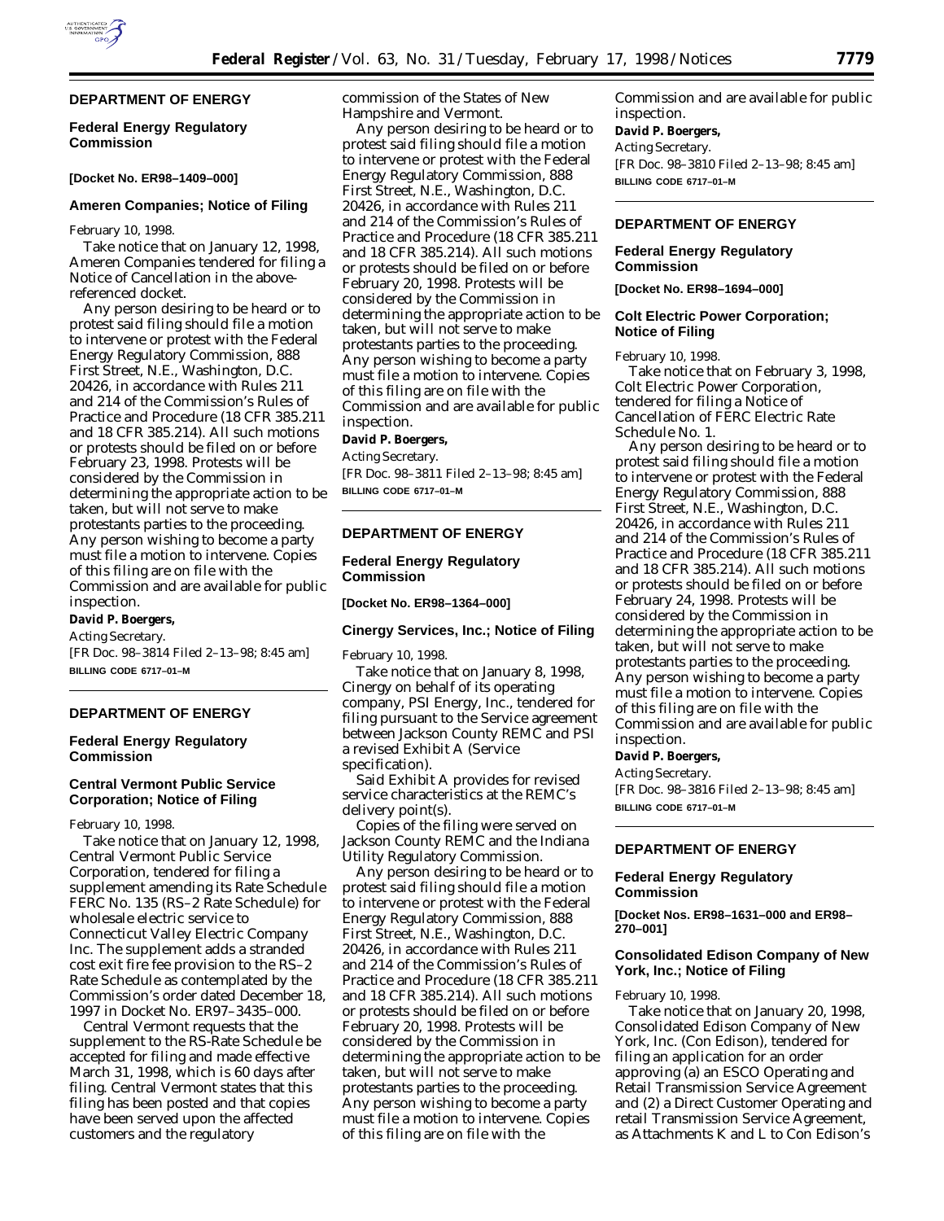## DEPARTMENT OF ENERGY

### Federal Energy Regulatory Commission

**[Docket No. ER98–1409–000]**

### Ameren Companies; Notice of Filing

February 10, 1998.

Take notice that on January 12, 1998, Ameren Companies tendered for filing a Notice of Cancellation in the above-referenced docket.

Any person desiring to be heard or to protest said filing should file a motion to intervene or protest with the Federal Energy Regulatory Commission, 888 First Street, N.E., Washington, D.C. 20426, in accordance with Rules 211 and 214 of the Commission's Rules of Practice and Procedure (18 CFR 385.211 and 18 CFR 385.214). All such motions or protests should be filed on or before February 23, 1998. Protests will be considered by the Commission in determining the appropriate action to be taken, but will not serve to make protestants parties to the proceeding. Any person wishing to become a party must file a motion to intervene. Copies of this filing are on file with the Commission and are available for public inspection.

**David P. Boergers,**

*Acting Secretary.*

[FR Doc. 98–3814 Filed 2–13–98; 8:45 am]

**BILLING CODE 6717–01–M**

## DEPARTMENT OF ENERGY

### Federal Energy Regulatory Commission

### Central Vermont Public Service Corporation; Notice of Filing

February 10, 1998.

Take notice that on January 12, 1998, Central Vermont Public Service Corporation, tendered for filing a supplement amending its Rate Schedule FERC No. 135 (RS–2 Rate Schedule) for wholesale electric service to Connecticut Valley Electric Company Inc. The supplement adds a stranded cost exit fire fee provision to the RS–2 Rate Schedule as contemplated by the Commission's order dated December 18, 1997 in Docket No. ER97–3435–000.

Central Vermont requests that the supplement to the RS-Rate Schedule be accepted for filing and made effective March 31, 1998, which is 60 days after filing. Central Vermont states that this filing has been posted and that copies have been served upon the affected customers and the regulatory commission of the States of New Hampshire and Vermont.

Any person desiring to be heard or to protest said filing should file a motion to intervene or protest with the Federal Energy Regulatory Commission, 888 First Street, N.E., Washington, D.C. 20426, in accordance with Rules 211 and 214 of the Commission's Rules of Practice and Procedure (18 CFR 385.211 and 18 CFR 385.214). All such motions or protests should be filed on or before February 20, 1998. Protests will be considered by the Commission in determining the appropriate action to be taken, but will not serve to make protestants parties to the proceeding. Any person wishing to become a party must file a motion to intervene. Copies of this filing are on file with the Commission and are available for public inspection.

**David P. Boergers,**

*Acting Secretary.*

[FR Doc. 98–3811 Filed 2–13–98; 8:45 am]

**BILLING CODE 6717–01–M**

## DEPARTMENT OF ENERGY

### Federal Energy Regulatory Commission

**[Docket No. ER98–1364–000]**

### Cinergy Services, Inc.; Notice of Filing

February 10, 1998.

Take notice that on January 8, 1998, Cinergy on behalf of its operating company, PSI Energy, Inc., tendered for filing pursuant to the Service agreement between Jackson County REMC and PSI a revised Exhibit A (Service specification).

Said Exhibit A provides for revised service characteristics at the REMC's delivery point(s).

Copies of the filing were served on Jackson County REMC and the Indiana Utility Regulatory Commission.

Any person desiring to be heard or to protest said filing should file a motion to intervene or protest with the Federal Energy Regulatory Commission, 888 First Street, N.E., Washington, D.C. 20426, in accordance with Rules 211 and 214 of the Commission's Rules of Practice and Procedure (18 CFR 385.211 and 18 CFR 385.214). All such motions or protests should be filed on or before February 20, 1998. Protests will be considered by the Commission in determining the appropriate action to be taken, but will not serve to make protestants parties to the proceeding. Any person wishing to become a party must file a motion to intervene. Copies of this filing are on file with the Commission and are available for public inspection.

**David P. Boergers,**

*Acting Secretary.*

[FR Doc. 98–3810 Filed 2–13–98; 8:45 am]

**BILLING CODE 6717–01–M**

## DEPARTMENT OF ENERGY

### Federal Energy Regulatory Commission

**[Docket No. ER98–1694–000]**

### Colt Electric Power Corporation; Notice of Filing

February 10, 1998.

Take notice that on February 3, 1998, Colt Electric Power Corporation, tendered for filing a Notice of Cancellation of FERC Electric Rate Schedule No. 1.

Any person desiring to be heard or to protest said filing should file a motion to intervene or protest with the Federal Energy Regulatory Commission, 888 First Street, N.E., Washington, D.C. 20426, in accordance with Rules 211 and 214 of the Commission's Rules of Practice and Procedure (18 CFR 385.211 and 18 CFR 385.214). All such motions or protests should be filed on or before February 24, 1998. Protests will be considered by the Commission in determining the appropriate action to be taken, but will not serve to make protestants parties to the proceeding. Any person wishing to become a party must file a motion to intervene. Copies of this filing are on file with the Commission and are available for public inspection.

**David P. Boergers,**

*Acting Secretary.*

[FR Doc. 98–3816 Filed 2–13–98; 8:45 am]

**BILLING CODE 6717–01–M**

## DEPARTMENT OF ENERGY

### Federal Energy Regulatory Commission

**[Docket Nos. ER98–1631–000 and ER98–270–001]**

### Consolidated Edison Company of New York, Inc.; Notice of Filing

February 10, 1998.

Take notice that on January 20, 1998, Consolidated Edison Company of New York, Inc. (Con Edison), tendered for filing an application for an order approving (a) an ESCO Operating and Retail Transmission Service Agreement and (2) a Direct Customer Operating and retail Transmission Service Agreement, as Attachments K and L to Con Edison's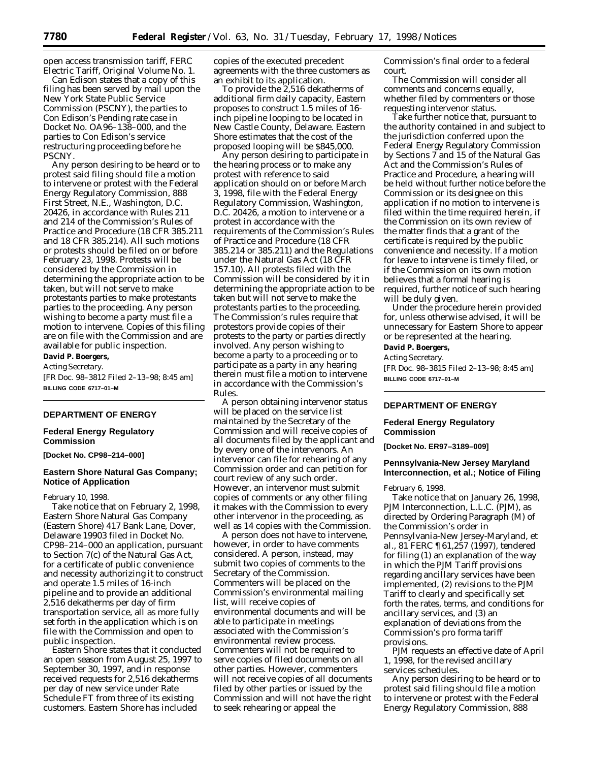open access transmission tariff, FERC Electric Tariff, Original Volume No. 1.

Can Edison states that a copy of this filing has been served by mail upon the New York State Public Service Commission (PSCNY), the parties to Con Edison's Pending rate case in Docket No. OA96–138–000, and the parties to Con Edison's service restructuring proceeding before he PSCNY.

Any person desiring to be heard or to protest said filing should file a motion to intervene or protest with the Federal Energy Regulatory Commission, 888 First Street, N.E., Washington, D.C. 20426, in accordance with Rules 211 and 214 of the Commission's Rules of Practice and Procedure (18 CFR 385.211 and 18 CFR 385.214). All such motions or protests should be filed on or before February 23, 1998. Protests will be considered by the Commission in determining the appropriate action to be taken, but will not serve to make protestants parties to the proceeding. Any person wishing to become a party must file a motion to intervene. Copies of this filing are on file with the Commission and are available for public inspection.

**David P. Boergers,**

*Acting Secretary.*

[FR Doc. 98–3812 Filed 2–13–98; 8:45 am]

**BILLING CODE 6717–01–M**

---

## DEPARTMENT OF ENERGY

### Federal Energy Regulatory Commission

**[Docket No. CP98–214–000]**

### Eastern Shore Natural Gas Company; Notice of Application

February 10, 1998.

Take notice that on February 2, 1998, Eastern Shore Natural Gas Company (Eastern Shore) 417 Bank Lane, Dover, Delaware 19903 filed in Docket No. CP98–214–000 an application, pursuant to Section 7(c) of the Natural Gas Act, for a certificate of public convenience and necessity authorizing it to construct and operate 1.5 miles of 16-inch pipeline and to provide an additional 2,516 dekatherms per day of firm transportation service, all as more fully set forth in the application which is on file with the Commission and open to public inspection.

Eastern Shore states that it conducted an open season from August 25, 1997 to September 30, 1997, and in response received requests for 2,516 dekatherms per day of new service under Rate Schedule FT from three of its existing customers. Eastern Shore has included copies of the executed precedent agreements with the three customers as an exhibit to its application.

To provide the 2,516 dekatherms of additional firm daily capacity, Eastern proposes to construct 1.5 miles of 16-inch pipeline looping to be located in New Castle County, Delaware. Eastern Shore estimates that the cost of the proposed looping will be $845,000.

Any person desiring to participate in the hearing process or to make any protest with reference to said application should on or before March 3, 1998, file with the Federal Energy Regulatory Commission, Washington, D.C. 20426, a motion to intervene or a protest in accordance with the requirements of the Commission's Rules of Practice and Procedure (18 CFR 385.214 or 385.211) and the Regulations under the Natural Gas Act (18 CFR 157.10). All protests filed with the Commission will be considered by it in determining the appropriate action to be taken but will not serve to make the protestants parties to the proceeding. The Commission's rules require that protestors provide copies of their protests to the party or parties directly involved. Any person wishing to become a party to a proceeding or to participate as a party in any hearing therein must file a motion to intervene in accordance with the Commission's Rules.

A person obtaining intervenor status will be placed on the service list maintained by the Secretary of the Commission and will receive copies of all documents filed by the applicant and by every one of the intervenors. An intervenor can file for rehearing of any Commission order and can petition for court review of any such order. However, an intervenor must submit copies of comments or any other filing it makes with the Commission to every other intervenor in the proceeding, as well as 14 copies with the Commission.

A person does not have to intervene, however, in order to have comments considered. A person, instead, may submit two copies of comments to the Secretary of the Commission. Commenters will be placed on the Commission's environmental mailing list, will receive copies of environmental documents and will be able to participate in meetings associated with the Commission's environmental review process. Commenters will not be required to serve copies of filed documents on all other parties. However, commenters will not receive copies of all documents filed by other parties or issued by the Commission and will not have the right to seek rehearing or appeal the Commission's final order to a federal court.

The Commission will consider all comments and concerns equally, whether filed by commenters or those requesting intervenor status.

Take further notice that, pursuant to the authority contained in and subject to the jurisdiction conferred upon the Federal Energy Regulatory Commission by Sections 7 and 15 of the Natural Gas Act and the Commission's Rules of Practice and Procedure, a hearing will be held without further notice before the Commission or its designee on this application if no motion to intervene is filed within the time required herein, if the Commission on its own review of the matter finds that a grant of the certificate is required by the public convenience and necessity. If a motion for leave to intervene is timely filed, or if the Commission on its own motion believes that a formal hearing is required, further notice of such hearing will be duly given.

Under the procedure herein provided for, unless otherwise advised, it will be unnecessary for Eastern Shore to appear or be represented at the hearing.

**David P. Boergers,**

*Acting Secretary.*

[FR Doc. 98–3815 Filed 2–13–98; 8:45 am]

**BILLING CODE 6717–01–M**

---

## DEPARTMENT OF ENERGY

### Federal Energy Regulatory Commission

**[Docket No. ER97–3189–009]**

### Pennsylvania-New Jersey Maryland Interconnection, et al.; Notice of Filing

February 6, 1998.

Take notice that on January 26, 1998, PJM Interconnection, L.L.C. (PJM), as directed by Ordering Paragraph (M) of the Commission's order in *Pennsylvania-New Jersey-Maryland, et al.*, 81 FERC ¶ 61,257 (1997), tendered for filing (1) an explanation of the way in which the PJM Tariff provisions regarding ancillary services have been implemented, (2) revisions to the PJM Tariff to clearly and specifically set forth the rates, terms, and conditions for ancillary services, and (3) an explanation of deviations from the Commission's pro forma tariff provisions.

PJM requests an effective date of April 1, 1998, for the revised ancillary services schedules.

Any person desiring to be heard or to protest said filing should file a motion to intervene or protest with the Federal Energy Regulatory Commission, 888